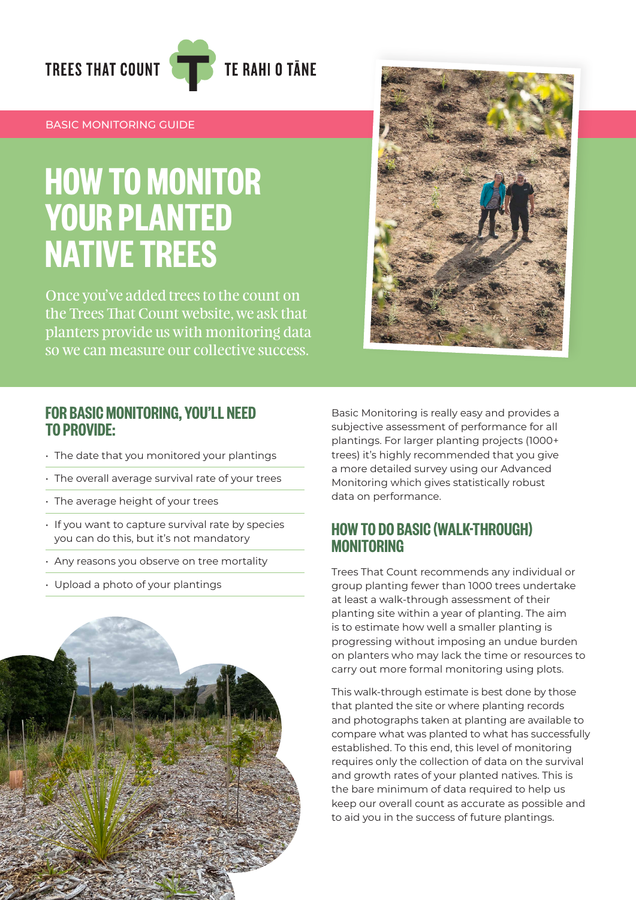TREES THAT COUNT | TE RAHI O TĀNE

BASIC MONITORING GUIDE

# HOW TO MONITOR YOUR PLANTED NATIVE TREES

Once you've added trees to the count on the Trees That Count website, we ask that planters provide us with monitoring data so we can measure our collective success.

## FOR BASIC MONITORING, YOU'LL NEED TO PROVIDE:

- The date that you monitored your plantings
- The overall average survival rate of your trees
- The average height of your trees
- If you want to capture survival rate by species you can do this, but it's not mandatory
- Any reasons you observe on tree mortality
- Upload a photo of your plantings

Basic Monitoring is really easy and provides a subjective assessment of performance for all plantings. For larger planting projects (1000+ trees) it's highly recommended that you give a more detailed survey using our Advanced Monitoring which gives statistically robust data on performance.

## HOW TO DO BASIC (WALK-THROUGH) MONITORING

Trees That Count recommends any individual or group planting fewer than 1000 trees undertake at least a walk-through assessment of their planting site within a year of planting. The aim is to estimate how well a smaller planting is progressing without imposing an undue burden on planters who may lack the time or resources to carry out more formal monitoring using plots.

This walk-through estimate is best done by those that planted the site or where planting records and photographs taken at planting are available to compare what was planted to what has successfully established. To this end, this level of monitoring requires only the collection of data on the survival and growth rates of your planted natives. This is the bare minimum of data required to help us keep our overall count as accurate as possible and to aid you in the success of future plantings.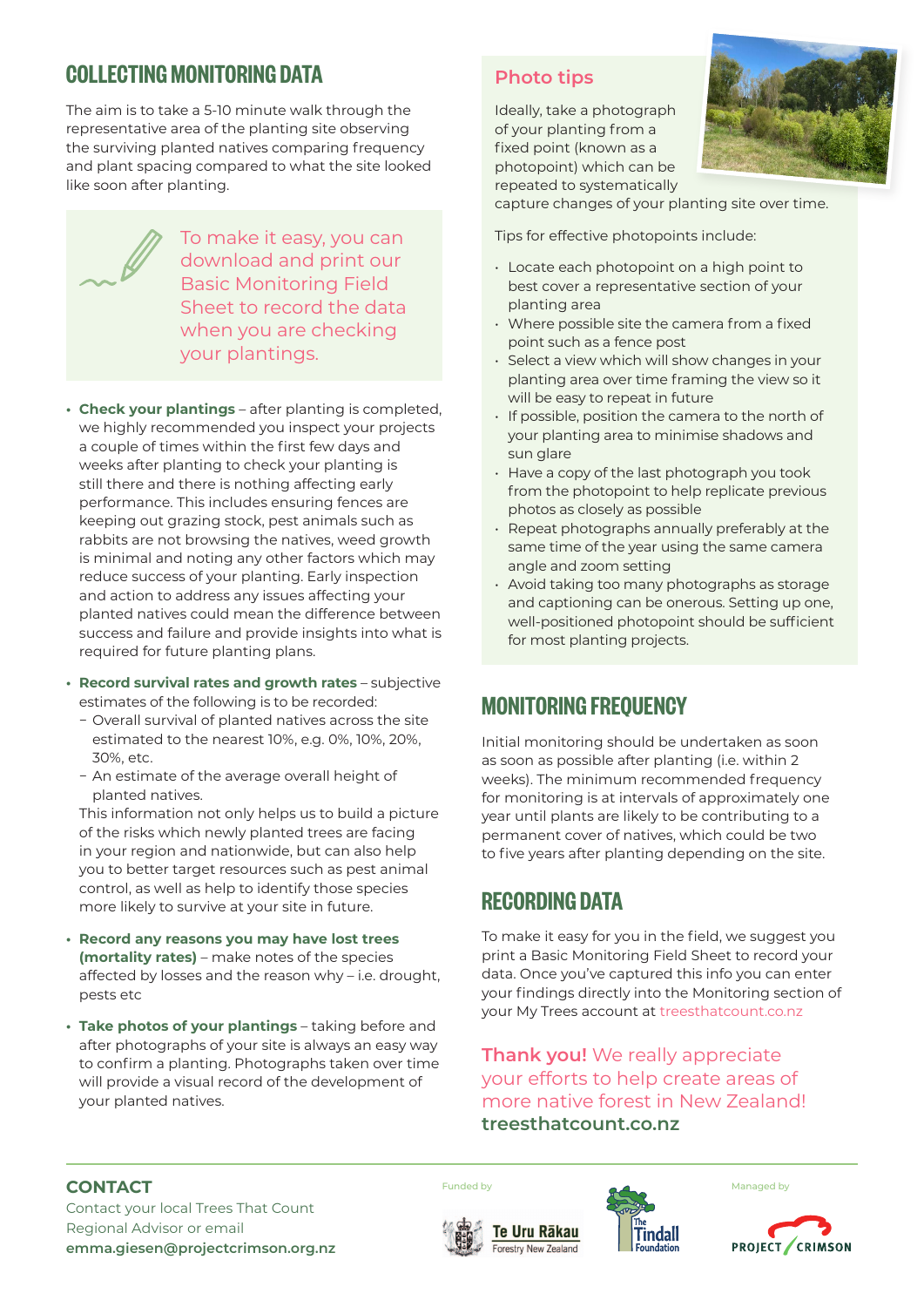## COLLECTING MONITORING DATA

The aim is to take a 5-10 minute walk through the representative area of the planting site observing the surviving planted natives comparing frequency and plant spacing compared to what the site looked like soon after planting.

To make it easy, you can download and print our Basic Monitoring Field Sheet to record the data when you are checking your plantings.

- **Check your plantings** – after planting is completed, we highly recommended you inspect your projects a couple of times within the first few days and weeks after planting to check your planting is still there and there is nothing affecting early performance. This includes ensuring fences are keeping out grazing stock, pest animals such as rabbits are not browsing the natives, weed growth is minimal and noting any other factors which may reduce success of your planting. Early inspection and action to address any issues affecting your planted natives could mean the difference between success and failure and provide insights into what is required for future planting plans.
- **Record survival rates and growth rates** – subjective estimates of the following is to be recorded:
  - Overall survival of planted natives across the site estimated to the nearest 10%, e.g. 0%, 10%, 20%, 30%, etc.
  - An estimate of the average overall height of planted natives.

  This information not only helps us to build a picture of the risks which newly planted trees are facing in your region and nationwide, but can also help you to better target resources such as pest animal control, as well as help to identify those species more likely to survive at your site in future.
- **Record any reasons you may have lost trees (mortality rates)** – make notes of the species affected by losses and the reason why – i.e. drought, pests etc
- **Take photos of your plantings** – taking before and after photographs of your site is always an easy way to confirm a planting. Photographs taken over time will provide a visual record of the development of your planted natives.

### Photo tips

Ideally, take a photograph of your planting from a fixed point (known as a photopoint) which can be repeated to systematically capture changes of your planting site over time.

Tips for effective photopoints include:

- Locate each photopoint on a high point to best cover a representative section of your planting area
- Where possible site the camera from a fixed point such as a fence post
- Select a view which will show changes in your planting area over time framing the view so it will be easy to repeat in future
- If possible, position the camera to the north of your planting area to minimise shadows and sun glare
- Have a copy of the last photograph you took from the photopoint to help replicate previous photos as closely as possible
- Repeat photographs annually preferably at the same time of the year using the same camera angle and zoom setting
- Avoid taking too many photographs as storage and captioning can be onerous. Setting up one, well-positioned photopoint should be sufficient for most planting projects.

## MONITORING FREQUENCY

Initial monitoring should be undertaken as soon as soon as possible after planting (i.e. within 2 weeks). The minimum recommended frequency for monitoring is at intervals of approximately one year until plants are likely to be contributing to a permanent cover of natives, which could be two to five years after planting depending on the site.

## RECORDING DATA

To make it easy for you in the field, we suggest you print a Basic Monitoring Field Sheet to record your data. Once you've captured this info you can enter your findings directly into the Monitoring section of your My Trees account at treesthatcount.co.nz

**Thank you!** We really appreciate your efforts to help create areas of more native forest in New Zealand!
**treesthatcount.co.nz**

**CONTACT**

Contact your local Trees That Count Regional Advisor or email
**emma.giesen@projectcrimson.org.nz**

Funded by Te Uru Rākau Forestry New Zealand, The Tindall Foundation

Managed by PROJECT CRIMSON